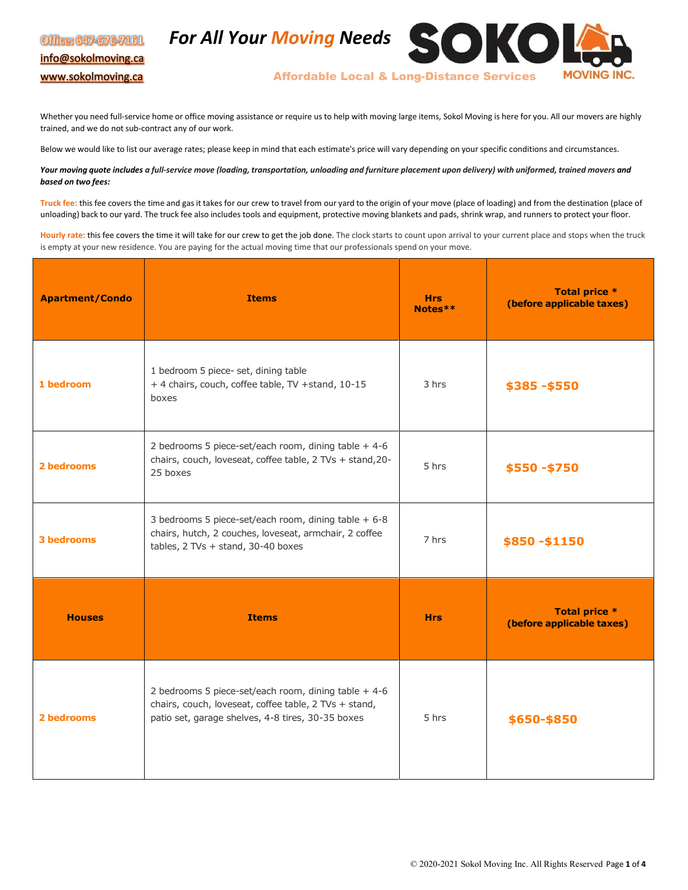Office: 647-676-7161
info@sokolmoving.ca
www.sokolmoving.ca

# *For All Your Moving Needs*

**SOKOL MOVING INC.**

Affordable Local & Long-Distance Services

Whether you need full-service home or office moving assistance or require us to help with moving large items, Sokol Moving is here for you. All our movers are highly trained, and we do not sub-contract any of our work.

Below we would like to list our average rates; please keep in mind that each estimate's price will vary depending on your specific conditions and circumstances.

***Your moving quote includes a full-service move (loading, transportation, unloading and furniture placement upon delivery) with uniformed, trained movers and based on two fees:***

**Truck fee:** this fee covers the time and gas it takes for our crew to travel from our yard to the origin of your move (place of loading) and from the destination (place of unloading) back to our yard. The truck fee also includes tools and equipment, protective moving blankets and pads, shrink wrap, and runners to protect your floor.

**Hourly rate:** this fee covers the time it will take for our crew to get the job done. The clock starts to count upon arrival to your current place and stops when the truck is empty at your new residence. You are paying for the actual moving time that our professionals spend on your move.

| Apartment/Condo | Items | Hrs Notes** | Total price * (before applicable taxes) |
|---|---|---|---|
| **1 bedroom** | 1 bedroom 5 piece- set, dining table + 4 chairs, couch, coffee table, TV +stand, 10-15 boxes | 3 hrs | **$385 -$550** |
| **2 bedrooms** | 2 bedrooms 5 piece-set/each room, dining table + 4-6 chairs, couch, loveseat, coffee table, 2 TVs + stand,20-25 boxes | 5 hrs | **$550 -$750** |
| **3 bedrooms** | 3 bedrooms 5 piece-set/each room, dining table + 6-8 chairs, hutch, 2 couches, loveseat, armchair, 2 coffee tables, 2 TVs + stand, 30-40 boxes | 7 hrs | **$850 -$1150** |
| **Houses** | **Items** | **Hrs** | **Total price * (before applicable taxes)** |
| **2 bedrooms** | 2 bedrooms 5 piece-set/each room, dining table + 4-6 chairs, couch, loveseat, coffee table, 2 TVs + stand, patio set, garage shelves, 4-8 tires, 30-35 boxes | 5 hrs | **$650-$850** |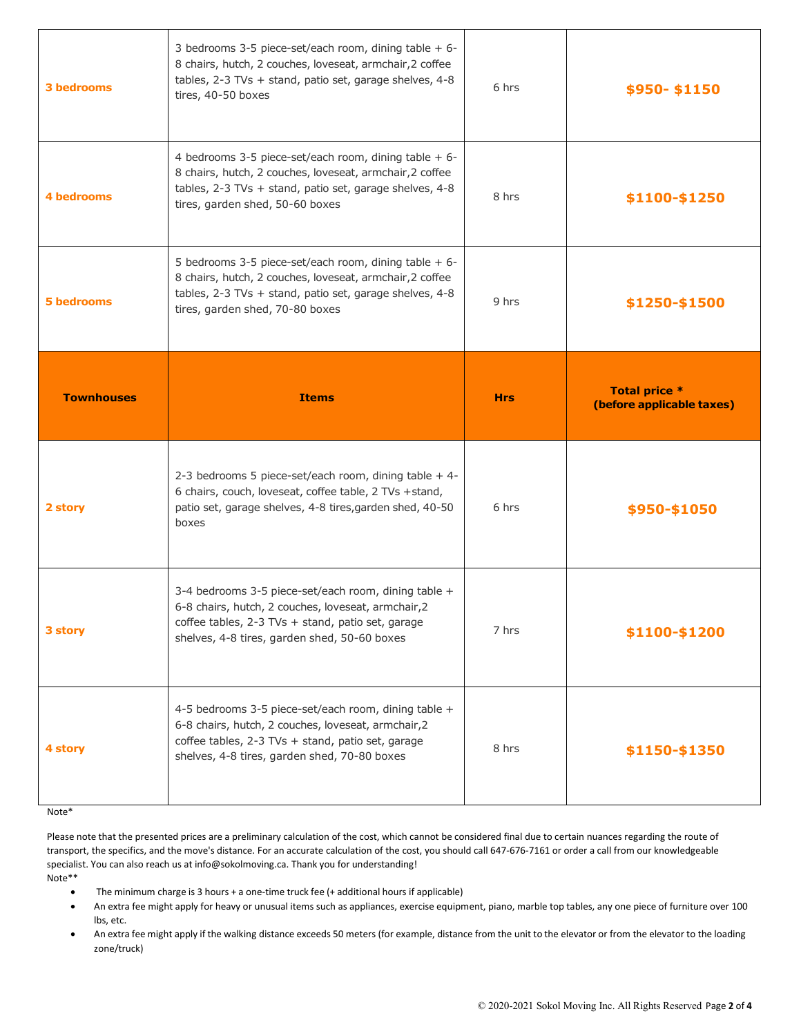| 3 bedrooms | 3 bedrooms 3-5 piece-set/each room, dining table + 6-8 chairs, hutch, 2 couches, loveseat, armchair,2 coffee tables, 2-3 TVs + stand, patio set, garage shelves, 4-8 tires, 40-50 boxes | 6 hrs | **$950- $1150** |
|---|---|---|---|
| **4 bedrooms** | 4 bedrooms 3-5 piece-set/each room, dining table + 6-8 chairs, hutch, 2 couches, loveseat, armchair,2 coffee tables, 2-3 TVs + stand, patio set, garage shelves, 4-8 tires, garden shed, 50-60 boxes | 8 hrs | **$1100-$1250** |
| **5 bedrooms** | 5 bedrooms 3-5 piece-set/each room, dining table + 6-8 chairs, hutch, 2 couches, loveseat, armchair,2 coffee tables, 2-3 TVs + stand, patio set, garage shelves, 4-8 tires, garden shed, 70-80 boxes | 9 hrs | **$1250-$1500** |
| **Townhouses** | **Items** | **Hrs** | **Total price * (before applicable taxes)** |
| **2 story** | 2-3 bedrooms 5 piece-set/each room, dining table + 4-6 chairs, couch, loveseat, coffee table, 2 TVs +stand, patio set, garage shelves, 4-8 tires,garden shed, 40-50 boxes | 6 hrs | **$950-$1050** |
| **3 story** | 3-4 bedrooms 3-5 piece-set/each room, dining table + 6-8 chairs, hutch, 2 couches, loveseat, armchair,2 coffee tables, 2-3 TVs + stand, patio set, garage shelves, 4-8 tires, garden shed, 50-60 boxes | 7 hrs | **$1100-$1200** |
| **4 story** | 4-5 bedrooms 3-5 piece-set/each room, dining table + 6-8 chairs, hutch, 2 couches, loveseat, armchair,2 coffee tables, 2-3 TVs + stand, patio set, garage shelves, 4-8 tires, garden shed, 70-80 boxes | 8 hrs | **$1150-$1350** |

Note*

Please note that the presented prices are a preliminary calculation of the cost, which cannot be considered final due to certain nuances regarding the route of transport, the specifics, and the move's distance. For an accurate calculation of the cost, you should call 647-676-7161 or order a call from our knowledgeable specialist. You can also reach us at info@sokolmoving.ca. Thank you for understanding!

Note**

- The minimum charge is 3 hours + a one-time truck fee (+ additional hours if applicable)
- An extra fee might apply for heavy or unusual items such as appliances, exercise equipment, piano, marble top tables, any one piece of furniture over 100 lbs, etc.
- An extra fee might apply if the walking distance exceeds 50 meters (for example, distance from the unit to the elevator or from the elevator to the loading zone/truck)

© 2020-2021 Sokol Moving Inc. All Rights Reserved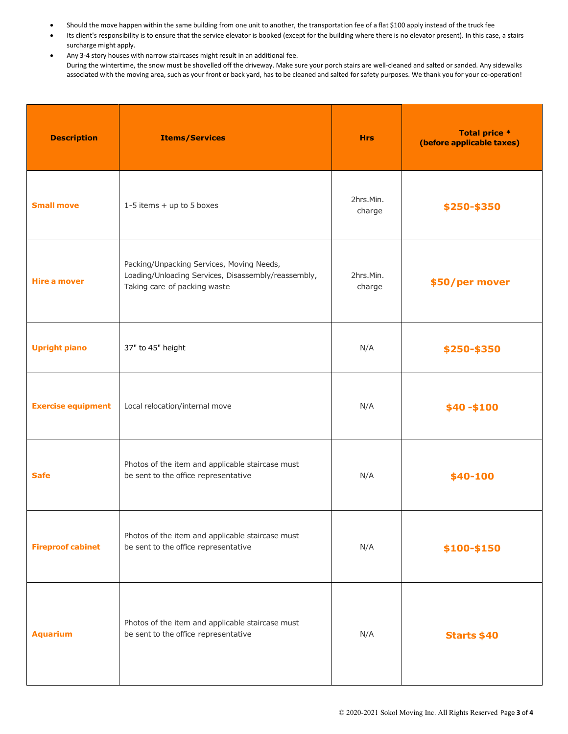- Should the move happen within the same building from one unit to another, the transportation fee of a flat $100 apply instead of the truck fee
- Its client's responsibility is to ensure that the service elevator is booked (except for the building where there is no elevator present). In this case, a stairs surcharge might apply.
- Any 3-4 story houses with narrow staircases might result in an additional fee.
  During the wintertime, the snow must be shovelled off the driveway. Make sure your porch stairs are well-cleaned and salted or sanded. Any sidewalks associated with the moving area, such as your front or back yard, has to be cleaned and salted for safety purposes. We thank you for your co-operation!

| Description | Items/Services | Hrs | Total price * (before applicable taxes) |
|---|---|---|---|
| **Small move** | 1-5 items + up to 5 boxes | 2hrs.Min. charge | **$250-$350** |
| **Hire a mover** | Packing/Unpacking Services, Moving Needs, Loading/Unloading Services, Disassembly/reassembly, Taking care of packing waste | 2hrs.Min. charge | **$50/per mover** |
| **Upright piano** | 37" to 45" height | N/A | **$250-$350** |
| **Exercise equipment** | Local relocation/internal move | N/A | **$40 -$100** |
| **Safe** | Photos of the item and applicable staircase must be sent to the office representative | N/A | **$40-100** |
| **Fireproof cabinet** | Photos of the item and applicable staircase must be sent to the office representative | N/A | **$100-$150** |
| **Aquarium** | Photos of the item and applicable staircase must be sent to the office representative | N/A | **Starts $40** |

© 2020-2021 Sokol Moving Inc. All Rights Reserved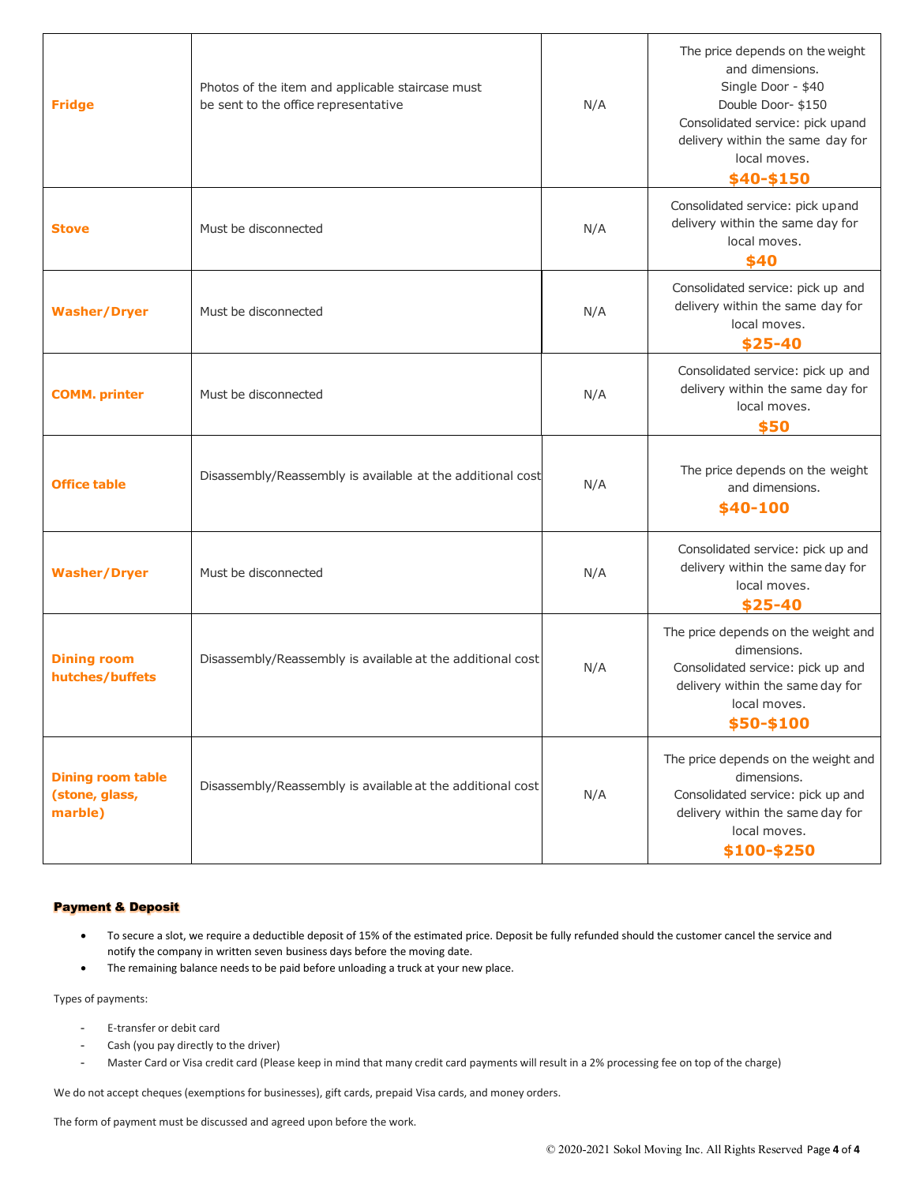| | | | |
|---|---|---|---|
| **Fridge** | Photos of the item and applicable staircase must be sent to the office representative | N/A | The price depends on the weight and dimensions.<br>Single Door - $40<br>Double Door- $150<br>Consolidated service: pick upand delivery within the same day for local moves.<br>**$40-$150** |
| **Stove** | Must be disconnected | N/A | Consolidated service: pick upand delivery within the same day for local moves.<br>**$40** |
| **Washer/Dryer** | Must be disconnected | N/A | Consolidated service: pick up and delivery within the same day for local moves.<br>**$25-40** |
| **COMM. printer** | Must be disconnected | N/A | Consolidated service: pick up and delivery within the same day for local moves.<br>**$50** |
| **Office table** | Disassembly/Reassembly is available at the additional cost | N/A | The price depends on the weight and dimensions.<br>**$40-100** |
| **Washer/Dryer** | Must be disconnected | N/A | Consolidated service: pick up and delivery within the same day for local moves.<br>**$25-40** |
| **Dining room hutches/buffets** | Disassembly/Reassembly is available at the additional cost | N/A | The price depends on the weight and dimensions.<br>Consolidated service: pick up and delivery within the same day for local moves.<br>**$50-$100** |
| **Dining room table (stone, glass, marble)** | Disassembly/Reassembly is available at the additional cost | N/A | The price depends on the weight and dimensions.<br>Consolidated service: pick up and delivery within the same day for local moves.<br>**$100-$250** |

**Payment & Deposit**

- To secure a slot, we require a deductible deposit of 15% of the estimated price. Deposit be fully refunded should the customer cancel the service and notify the company in written seven business days before the moving date.
- The remaining balance needs to be paid before unloading a truck at your new place.

Types of payments:

- E-transfer or debit card
- Cash (you pay directly to the driver)
- Master Card or Visa credit card (Please keep in mind that many credit card payments will result in a 2% processing fee on top of the charge)

We do not accept cheques (exemptions for businesses), gift cards, prepaid Visa cards, and money orders.

The form of payment must be discussed and agreed upon before the work.

© 2020-2021 Sokol Moving Inc. All Rights Reserved